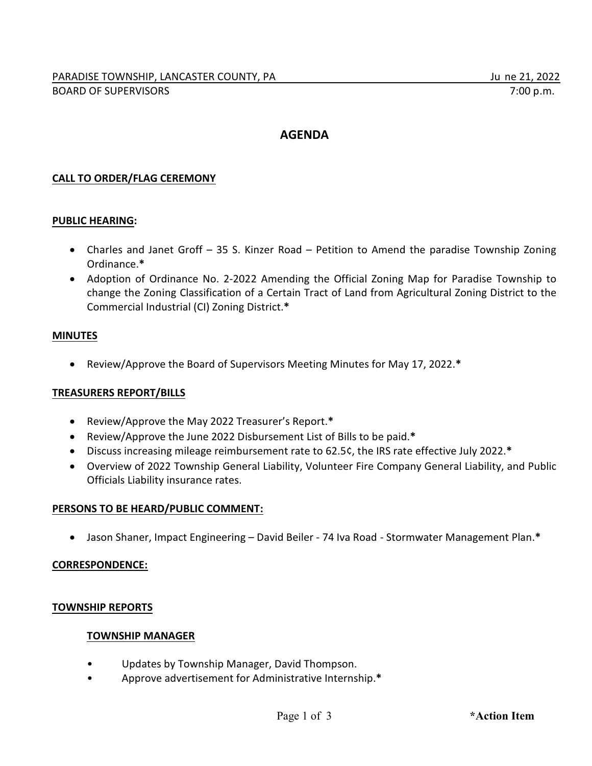PARADISE TOWNSHIP, LANCASTER COUNTY, PA — Ju ne 21, 2022

BOARD OF SUPERVISORS — 7:00 p.m.

# AGENDA

## CALL TO ORDER/FLAG CEREMONY

## PUBLIC HEARING:

- Charles and Janet Groff – 35 S. Kinzer Road – Petition to Amend the paradise Township Zoning Ordinance.*
- Adoption of Ordinance No. 2-2022 Amending the Official Zoning Map for Paradise Township to change the Zoning Classification of a Certain Tract of Land from Agricultural Zoning District to the Commercial Industrial (CI) Zoning District.*

## MINUTES

- Review/Approve the Board of Supervisors Meeting Minutes for May 17, 2022.*

## TREASURERS REPORT/BILLS

- Review/Approve the May 2022 Treasurer's Report.*
- Review/Approve the June 2022 Disbursement List of Bills to be paid.*
- Discuss increasing mileage reimbursement rate to 62.5¢, the IRS rate effective July 2022.*
- Overview of 2022 Township General Liability, Volunteer Fire Company General Liability, and Public Officials Liability insurance rates.

## PERSONS TO BE HEARD/PUBLIC COMMENT:

- Jason Shaner, Impact Engineering – David Beiler - 74 Iva Road - Stormwater Management Plan.*

## CORRESPONDENCE:

## TOWNSHIP REPORTS

### TOWNSHIP MANAGER

- Updates by Township Manager, David Thompson.
- Approve advertisement for Administrative Internship.*

*Action Item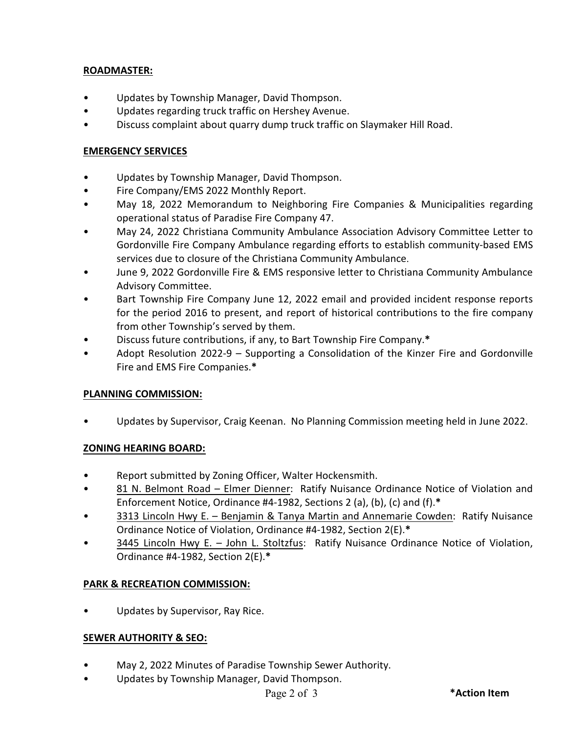**ROADMASTER:**

- Updates by Township Manager, David Thompson.
- Updates regarding truck traffic on Hershey Avenue.
- Discuss complaint about quarry dump truck traffic on Slaymaker Hill Road.

**EMERGENCY SERVICES**

- Updates by Township Manager, David Thompson.
- Fire Company/EMS 2022 Monthly Report.
- May 18, 2022 Memorandum to Neighboring Fire Companies & Municipalities regarding operational status of Paradise Fire Company 47.
- May 24, 2022 Christiana Community Ambulance Association Advisory Committee Letter to Gordonville Fire Company Ambulance regarding efforts to establish community-based EMS services due to closure of the Christiana Community Ambulance.
- June 9, 2022 Gordonville Fire & EMS responsive letter to Christiana Community Ambulance Advisory Committee.
- Bart Township Fire Company June 12, 2022 email and provided incident response reports for the period 2016 to present, and report of historical contributions to the fire company from other Township's served by them.
- Discuss future contributions, if any, to Bart Township Fire Company.**\***
- Adopt Resolution 2022-9 – Supporting a Consolidation of the Kinzer Fire and Gordonville Fire and EMS Fire Companies.**\***

**PLANNING COMMISSION:**

- Updates by Supervisor, Craig Keenan. No Planning Commission meeting held in June 2022.

**ZONING HEARING BOARD:**

- Report submitted by Zoning Officer, Walter Hockensmith.
- 81 N. Belmont Road – Elmer Dienner: Ratify Nuisance Ordinance Notice of Violation and Enforcement Notice, Ordinance #4-1982, Sections 2 (a), (b), (c) and (f).**\***
- 3313 Lincoln Hwy E. – Benjamin & Tanya Martin and Annemarie Cowden: Ratify Nuisance Ordinance Notice of Violation, Ordinance #4-1982, Section 2(E).**\***
- 3445 Lincoln Hwy E. – John L. Stoltzfus: Ratify Nuisance Ordinance Notice of Violation, Ordinance #4-1982, Section 2(E).**\***

**PARK & RECREATION COMMISSION:**

- Updates by Supervisor, Ray Rice.

**SEWER AUTHORITY & SEO:**

- May 2, 2022 Minutes of Paradise Township Sewer Authority.
- Updates by Township Manager, David Thompson.

**\*Action Item**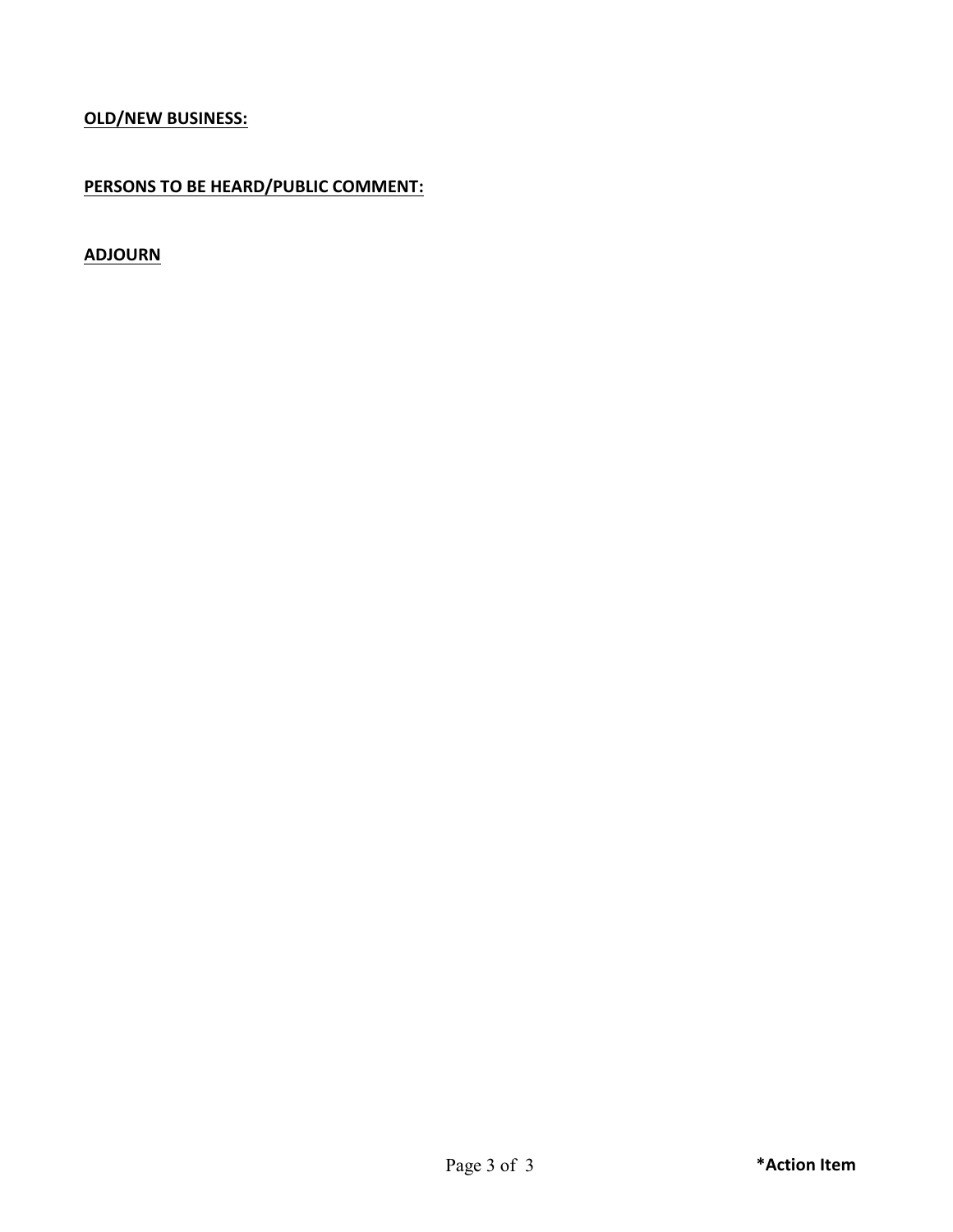**OLD/NEW BUSINESS:**

**PERSONS TO BE HEARD/PUBLIC COMMENT:**

**ADJOURN**

***Action Item**